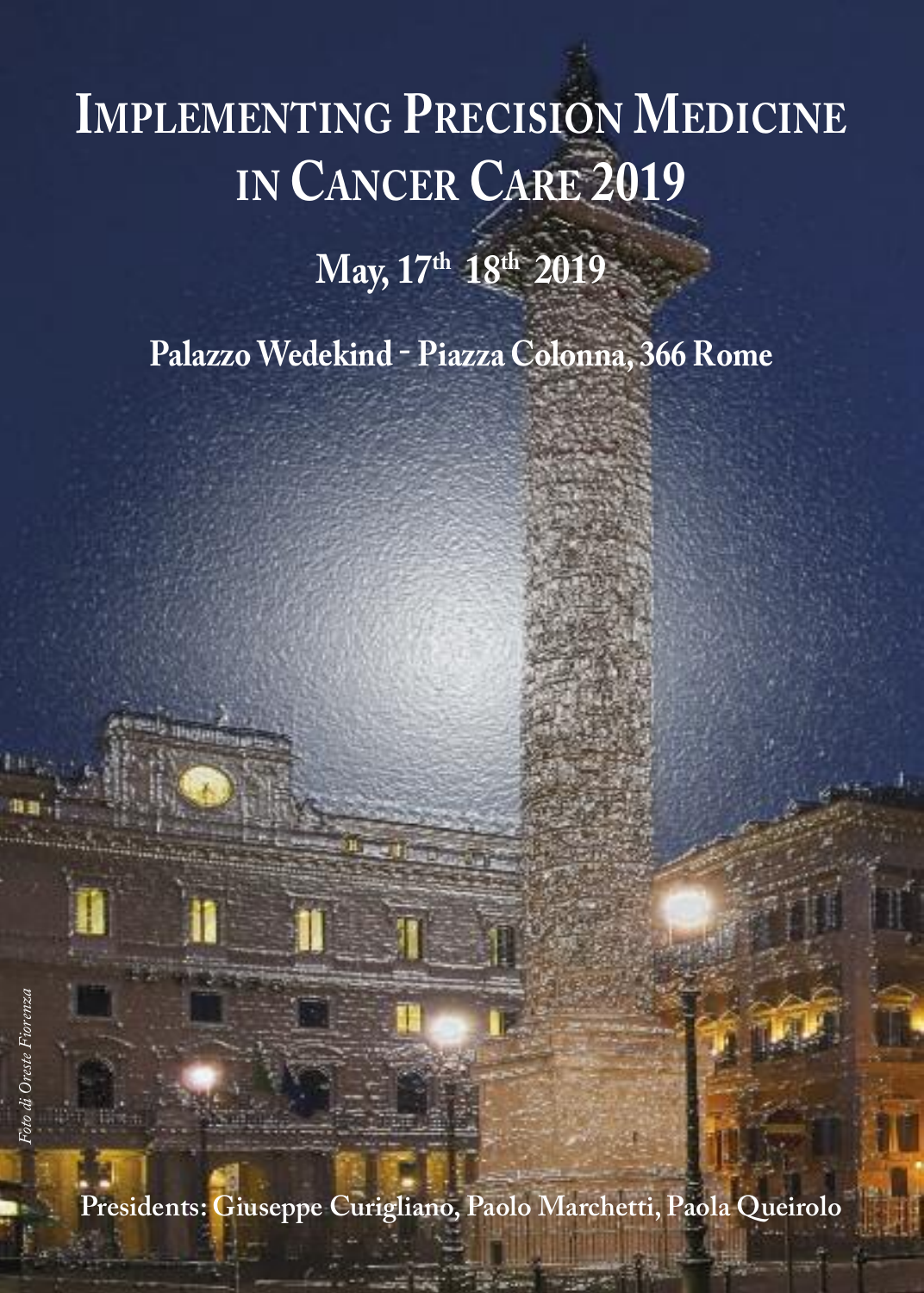# Implementing Precision Medicine in Cancer Care 2019

**May, 17th 18th 2019**

**Palazzo Wedekind - Piazza Colonna, 366 Rome**

*Foto di Oreste Fiorenza*

**Presidents: Giuseppe Curigliano, Paolo Marchetti, Paola Queirolo**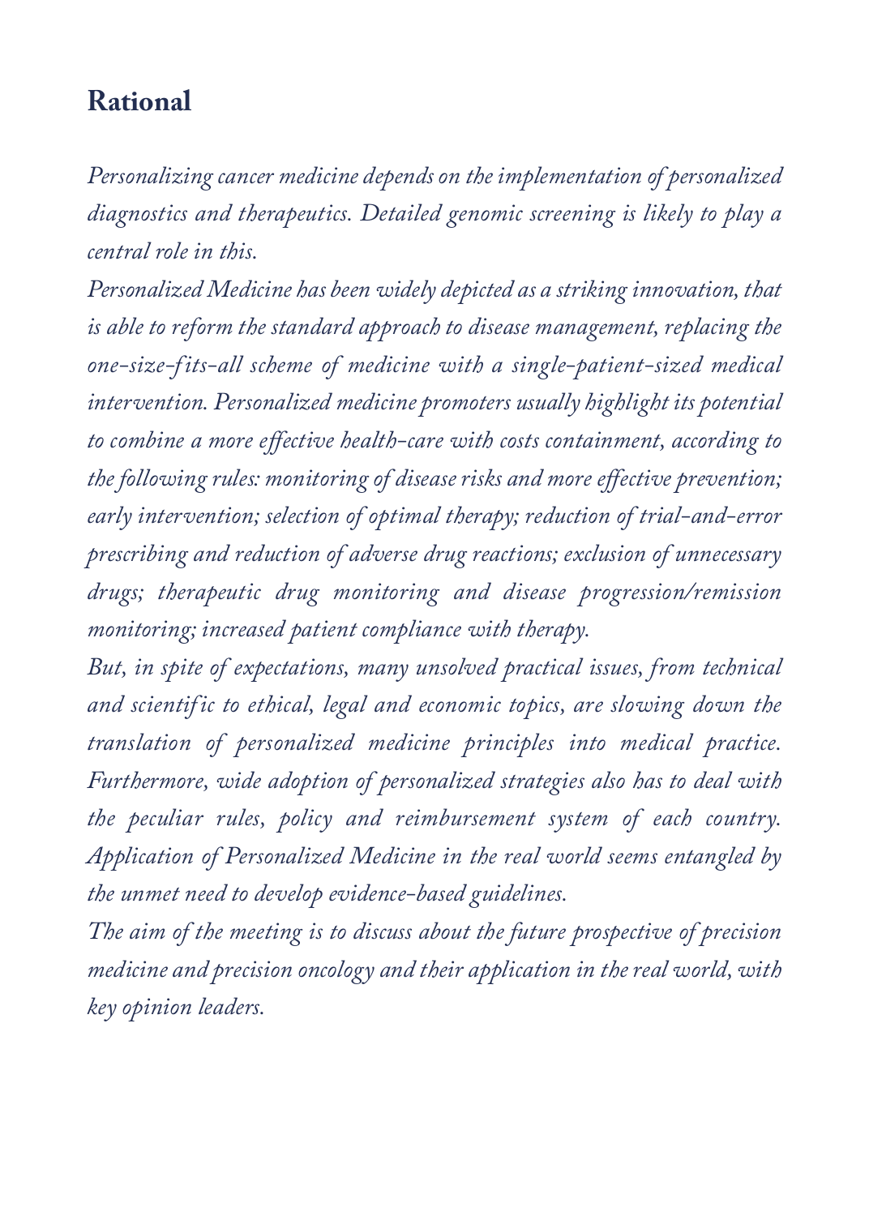## Rational

*Personalizing cancer medicine depends on the implementation of personalized diagnostics and therapeutics. Detailed genomic screening is likely to play a central role in this.*

*Personalized Medicine has been widely depicted as a striking innovation, that is able to reform the standard approach to disease management, replacing the one-size-fits-all scheme of medicine with a single-patient-sized medical intervention. Personalized medicine promoters usually highlight its potential to combine a more effective health-care with costs containment, according to the following rules: monitoring of disease risks and more effective prevention; early intervention; selection of optimal therapy; reduction of trial-and-error prescribing and reduction of adverse drug reactions; exclusion of unnecessary drugs; therapeutic drug monitoring and disease progression/remission monitoring; increased patient compliance with therapy.*

*But, in spite of expectations, many unsolved practical issues, from technical and scientific to ethical, legal and economic topics, are slowing down the translation of personalized medicine principles into medical practice. Furthermore, wide adoption of personalized strategies also has to deal with the peculiar rules, policy and reimbursement system of each country. Application of Personalized Medicine in the real world seems entangled by the unmet need to develop evidence-based guidelines.*

*The aim of the meeting is to discuss about the future prospective of precision medicine and precision oncology and their application in the real world, with key opinion leaders.*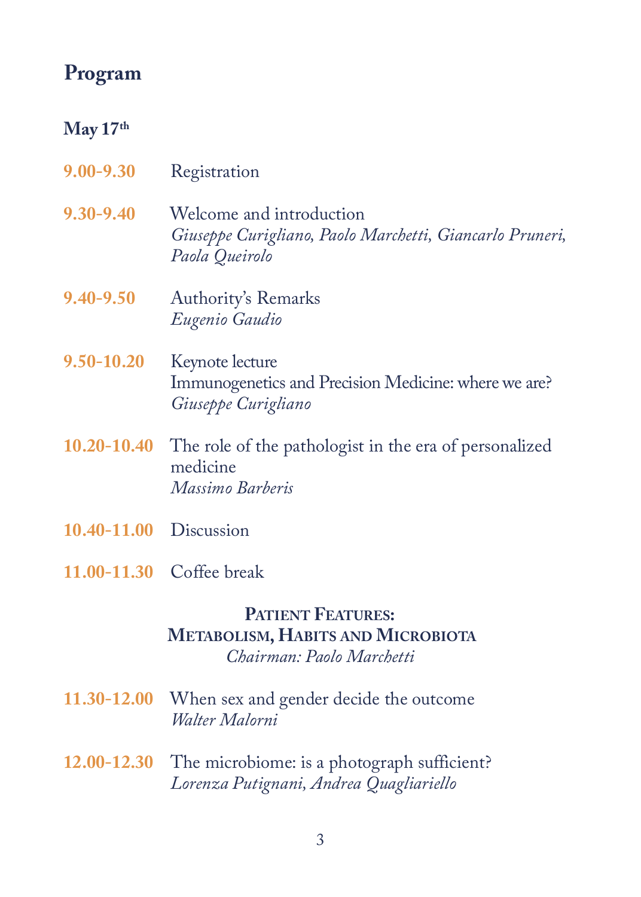## Program

### May 17th

**9.00-9.30** Registration

**9.30-9.40** Welcome and introduction
*Giuseppe Curigliano, Paolo Marchetti, Giancarlo Pruneri, Paola Queirolo*

**9.40-9.50** Authority's Remarks
*Eugenio Gaudio*

**9.50-10.20** Keynote lecture
Immunogenetics and Precision Medicine: where we are?
*Giuseppe Curigliano*

**10.20-10.40** The role of the pathologist in the era of personalized medicine
*Massimo Barberis*

**10.40-11.00** Discussion

**11.00-11.30** Coffee break

### Patient Features: Metabolism, Habits and Microbiota

*Chairman: Paolo Marchetti*

**11.30-12.00** When sex and gender decide the outcome
*Walter Malorni*

**12.00-12.30** The microbiome: is a photograph sufficient?
*Lorenza Putignani, Andrea Quagliariello*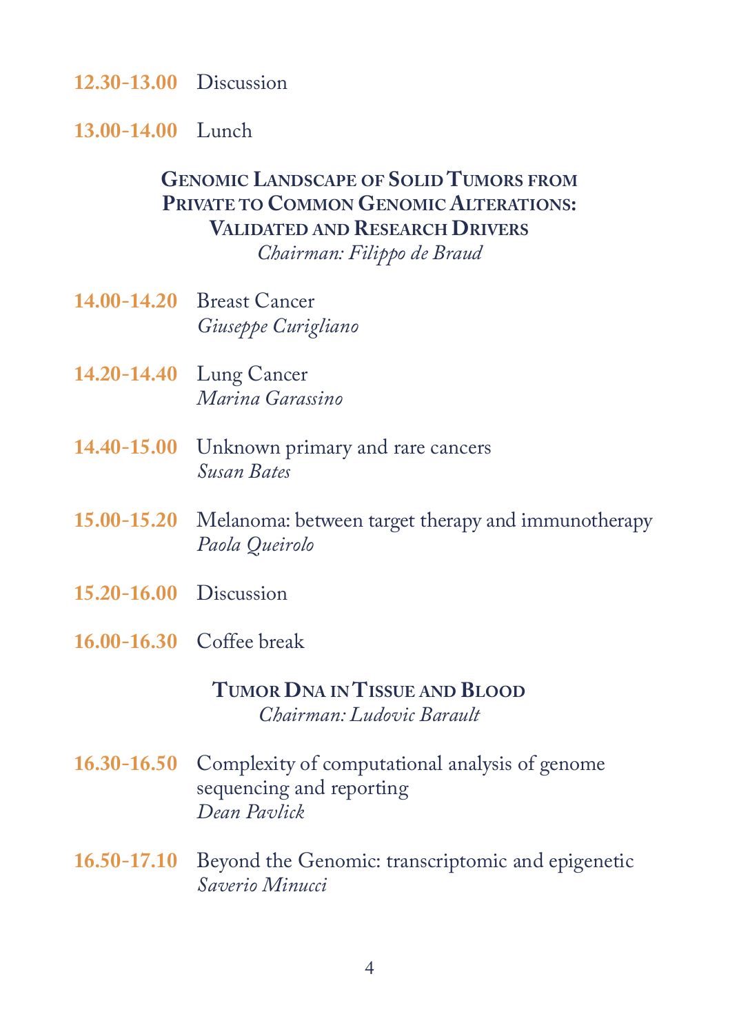**12.30-13.00** Discussion

**13.00-14.00** Lunch

## Genomic Landscape of Solid Tumors from Private to Common Genomic Alterations: Validated and Research Drivers

*Chairman: Filippo de Braud*

**14.00-14.20** Breast Cancer
*Giuseppe Curigliano*

**14.20-14.40** Lung Cancer
*Marina Garassino*

**14.40-15.00** Unknown primary and rare cancers
*Susan Bates*

**15.00-15.20** Melanoma: between target therapy and immunotherapy
*Paola Queirolo*

**15.20-16.00** Discussion

**16.00-16.30** Coffee break

## Tumor Dna in Tissue and Blood

*Chairman: Ludovic Barault*

**16.30-16.50** Complexity of computational analysis of genome sequencing and reporting
*Dean Pavlick*

**16.50-17.10** Beyond the Genomic: transcriptomic and epigenetic
*Saverio Minucci*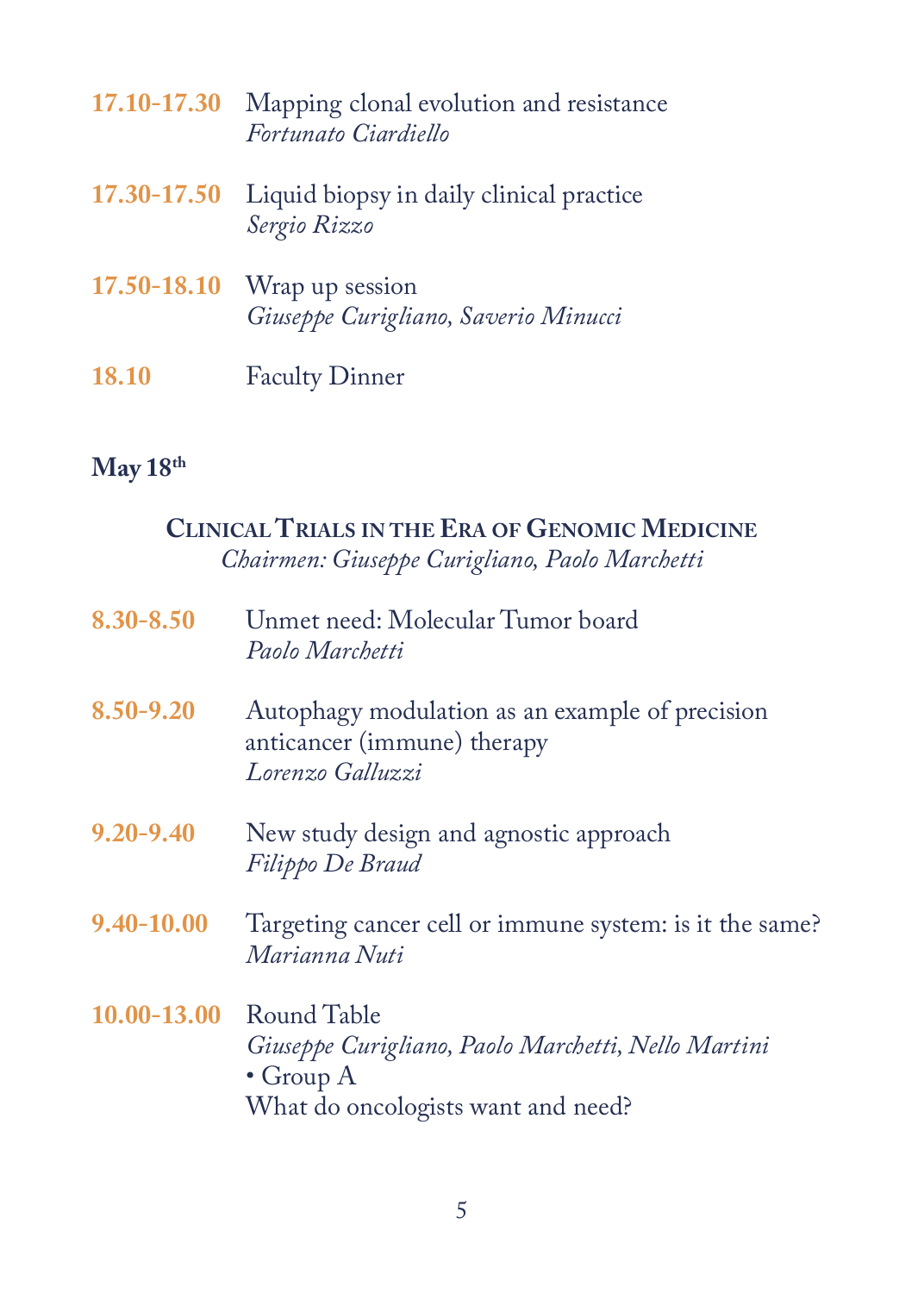**17.10-17.30** Mapping clonal evolution and resistance
*Fortunato Ciardiello*

**17.30-17.50** Liquid biopsy in daily clinical practice
*Sergio Rizzo*

**17.50-18.10** Wrap up session
*Giuseppe Curigliano, Saverio Minucci*

**18.10** Faculty Dinner

**May 18th**

## Clinical Trials in the Era of Genomic Medicine

*Chairmen: Giuseppe Curigliano, Paolo Marchetti*

**8.30-8.50** Unmet need: Molecular Tumor board
*Paolo Marchetti*

**8.50-9.20** Autophagy modulation as an example of precision anticancer (immune) therapy
*Lorenzo Galluzzi*

**9.20-9.40** New study design and agnostic approach
*Filippo De Braud*

**9.40-10.00** Targeting cancer cell or immune system: is it the same?
*Marianna Nuti*

**10.00-13.00** Round Table
*Giuseppe Curigliano, Paolo Marchetti, Nello Martini*
- Group A
What do oncologists want and need?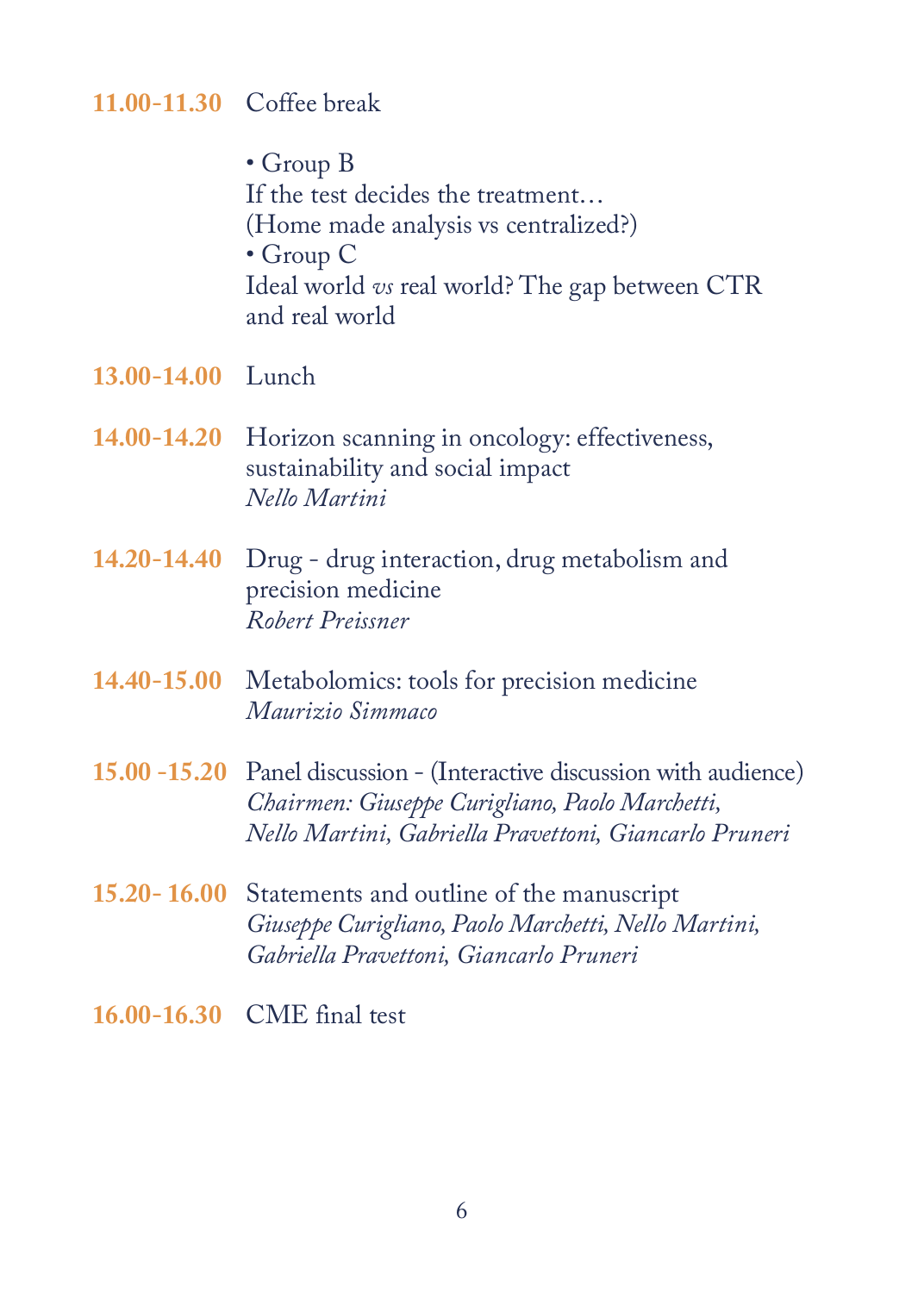**11.00-11.30** Coffee break

- Group B
If the test decides the treatment…
(Home made analysis vs centralized?)
- Group C
Ideal world *vs* real world? The gap between CTR and real world

**13.00-14.00** Lunch

**14.00-14.20** Horizon scanning in oncology: effectiveness, sustainability and social impact
*Nello Martini*

**14.20-14.40** Drug - drug interaction, drug metabolism and precision medicine
*Robert Preissner*

**14.40-15.00** Metabolomics: tools for precision medicine
*Maurizio Simmaco*

**15.00 -15.20** Panel discussion - (Interactive discussion with audience)
*Chairmen: Giuseppe Curigliano, Paolo Marchetti, Nello Martini, Gabriella Pravettoni, Giancarlo Pruneri*

**15.20- 16.00** Statements and outline of the manuscript
*Giuseppe Curigliano, Paolo Marchetti, Nello Martini, Gabriella Pravettoni, Giancarlo Pruneri*

**16.00-16.30** CME final test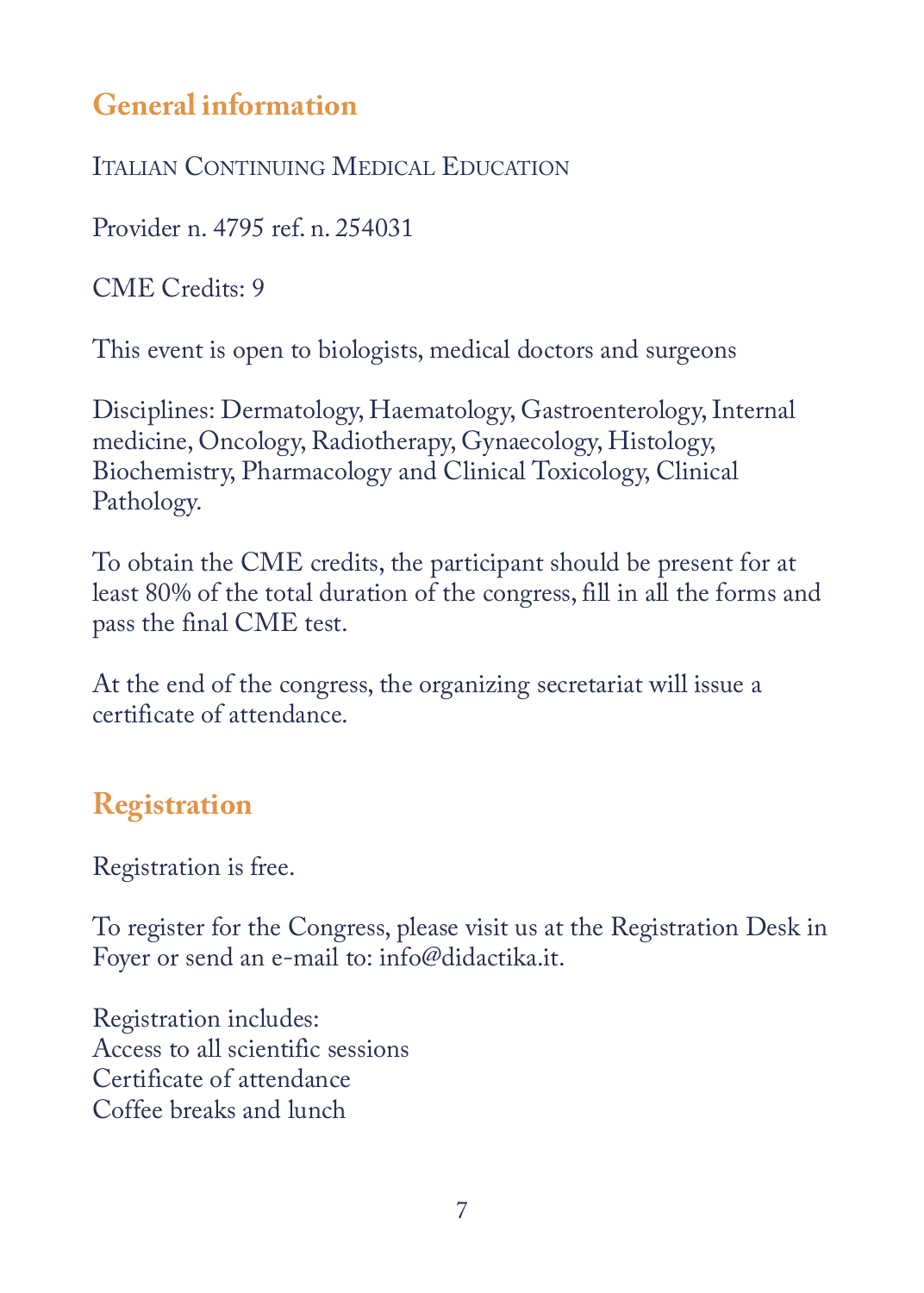## General information

ITALIAN CONTINUING MEDICAL EDUCATION

Provider n. 4795 ref. n. 254031

CME Credits: 9

This event is open to biologists, medical doctors and surgeons

Disciplines: Dermatology, Haematology, Gastroenterology, Internal medicine, Oncology, Radiotherapy, Gynaecology, Histology, Biochemistry, Pharmacology and Clinical Toxicology, Clinical Pathology.

To obtain the CME credits, the participant should be present for at least 80% of the total duration of the congress, fill in all the forms and pass the final CME test.

At the end of the congress, the organizing secretariat will issue a certificate of attendance.

## Registration

Registration is free.

To register for the Congress, please visit us at the Registration Desk in Foyer or send an e-mail to: info@didactika.it.

Registration includes:
Access to all scientific sessions
Certificate of attendance
Coffee breaks and lunch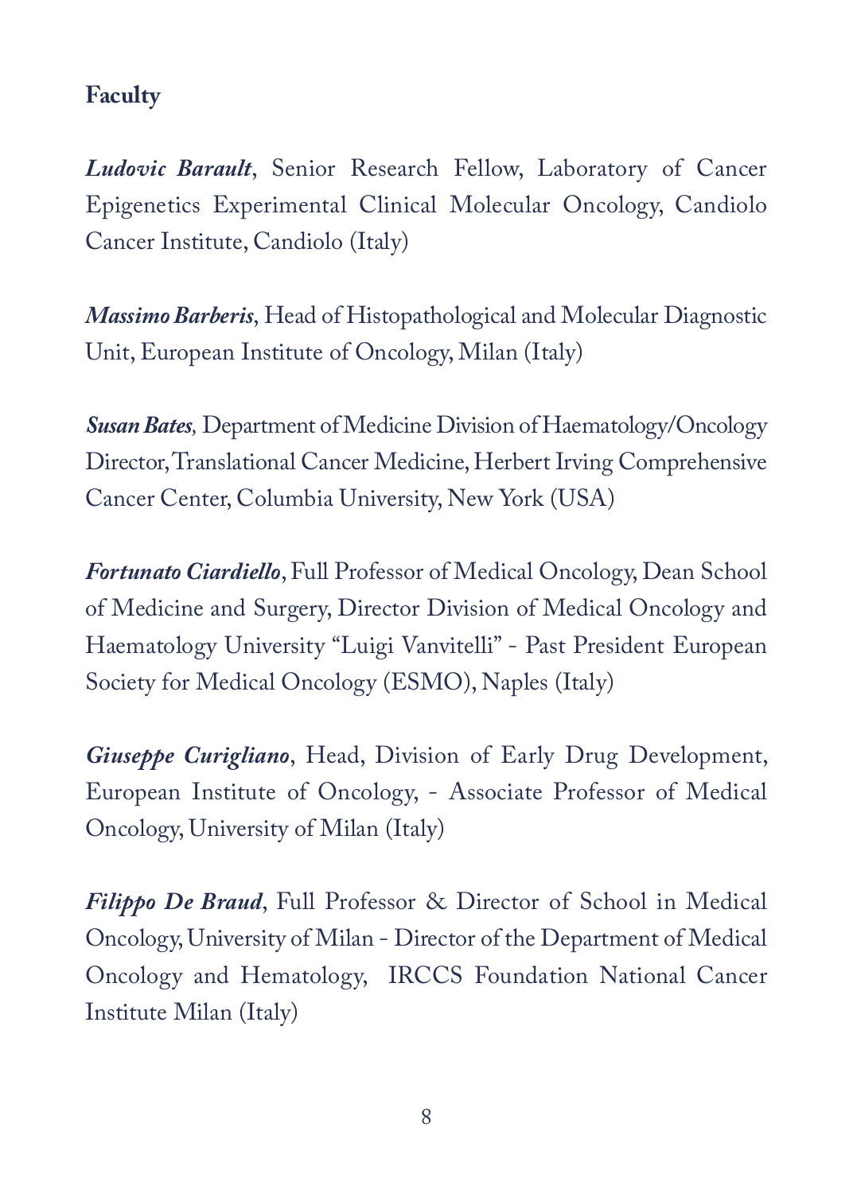**Faculty**

***Ludovic Barault***, Senior Research Fellow, Laboratory of Cancer Epigenetics Experimental Clinical Molecular Oncology, Candiolo Cancer Institute, Candiolo (Italy)

***Massimo Barberis***, Head of Histopathological and Molecular Diagnostic Unit, European Institute of Oncology, Milan (Italy)

***Susan Bates***, Department of Medicine Division of Haematology/Oncology Director, Translational Cancer Medicine, Herbert Irving Comprehensive Cancer Center, Columbia University, New York (USA)

***Fortunato Ciardiello***, Full Professor of Medical Oncology, Dean School of Medicine and Surgery, Director Division of Medical Oncology and Haematology University "Luigi Vanvitelli" - Past President European Society for Medical Oncology (ESMO), Naples (Italy)

***Giuseppe Curigliano***, Head, Division of Early Drug Development, European Institute of Oncology, - Associate Professor of Medical Oncology, University of Milan (Italy)

***Filippo De Braud***, Full Professor & Director of School in Medical Oncology, University of Milan - Director of the Department of Medical Oncology and Hematology, IRCCS Foundation National Cancer Institute Milan (Italy)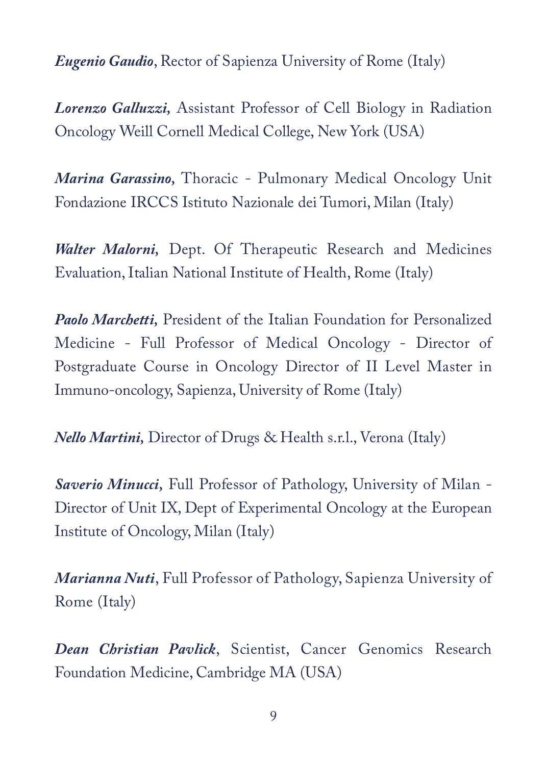***Eugenio Gaudio***, Rector of Sapienza University of Rome (Italy)

***Lorenzo Galluzzi***, Assistant Professor of Cell Biology in Radiation Oncology Weill Cornell Medical College, New York (USA)

***Marina Garassino***, Thoracic - Pulmonary Medical Oncology Unit Fondazione IRCCS Istituto Nazionale dei Tumori, Milan (Italy)

***Walter Malorni***, Dept. Of Therapeutic Research and Medicines Evaluation, Italian National Institute of Health, Rome (Italy)

***Paolo Marchetti***, President of the Italian Foundation for Personalized Medicine - Full Professor of Medical Oncology - Director of Postgraduate Course in Oncology Director of II Level Master in Immuno-oncology, Sapienza, University of Rome (Italy)

***Nello Martini***, Director of Drugs & Health s.r.l., Verona (Italy)

***Saverio Minucci***, Full Professor of Pathology, University of Milan - Director of Unit IX, Dept of Experimental Oncology at the European Institute of Oncology, Milan (Italy)

***Marianna Nuti***, Full Professor of Pathology, Sapienza University of Rome (Italy)

***Dean Christian Pavlick***, Scientist, Cancer Genomics Research Foundation Medicine, Cambridge MA (USA)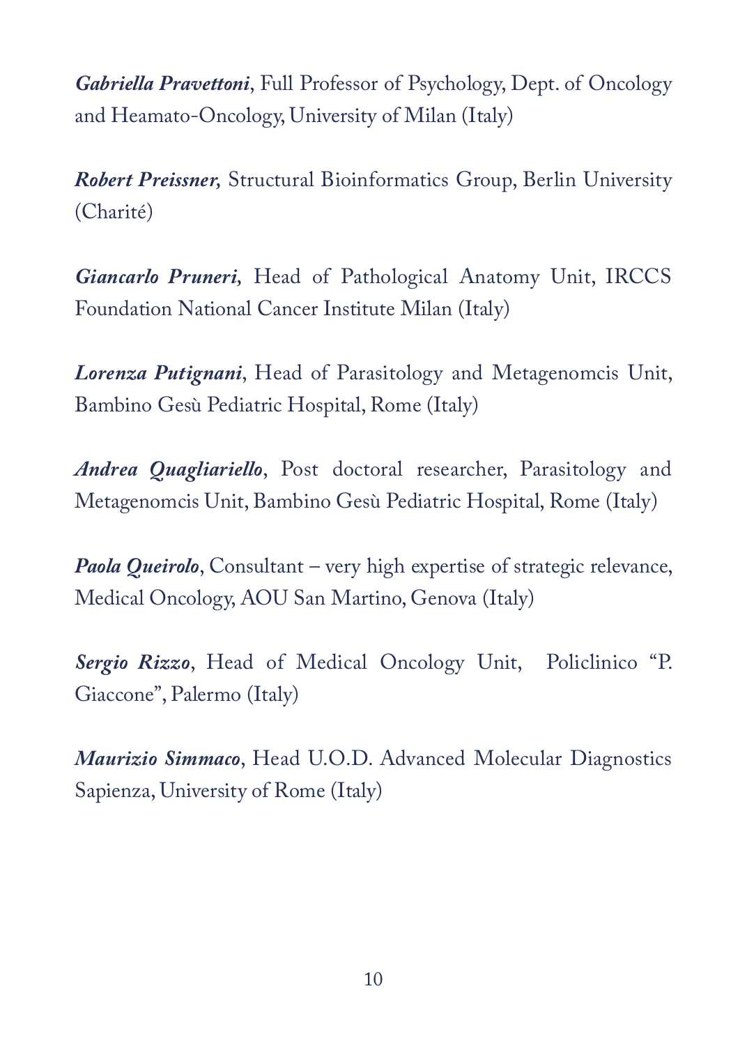***Gabriella Pravettoni***, Full Professor of Psychology, Dept. of Oncology and Heamato-Oncology, University of Milan (Italy)

***Robert Preissner,*** Structural Bioinformatics Group, Berlin University (Charité)

***Giancarlo Pruneri,*** Head of Pathological Anatomy Unit, IRCCS Foundation National Cancer Institute Milan (Italy)

***Lorenza Putignani***, Head of Parasitology and Metagenomcis Unit, Bambino Gesù Pediatric Hospital, Rome (Italy)

***Andrea Quagliariello***, Post doctoral researcher, Parasitology and Metagenomcis Unit, Bambino Gesù Pediatric Hospital, Rome (Italy)

***Paola Queirolo***, Consultant – very high expertise of strategic relevance, Medical Oncology, AOU San Martino, Genova (Italy)

***Sergio Rizzo***, Head of Medical Oncology Unit, Policlinico "P. Giaccone", Palermo (Italy)

***Maurizio Simmaco***, Head U.O.D. Advanced Molecular Diagnostics Sapienza, University of Rome (Italy)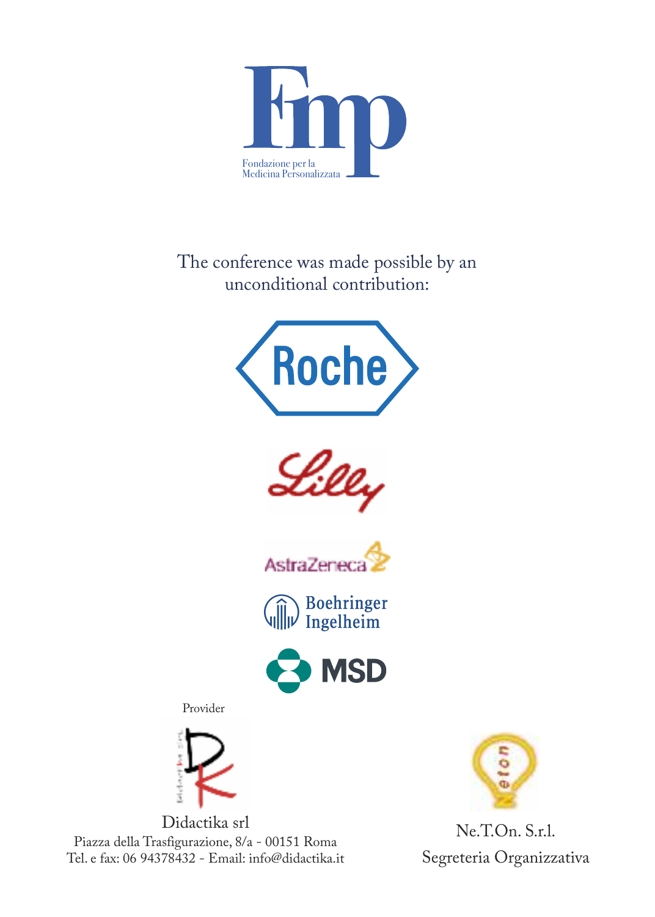Fondazione per la Medicina Personalizzata

The conference was made possible by an unconditional contribution:

Roche

Lilly

AstraZeneca

Boehringer Ingelheim

MSD

Provider

Didactika srl
Piazza della Trasfigurazione, 8/a - 00151 Roma
Tel. e fax: 06 94378432 - Email: info@didactika.it

Ne.T.On. S.r.l.
Segreteria Organizzativa